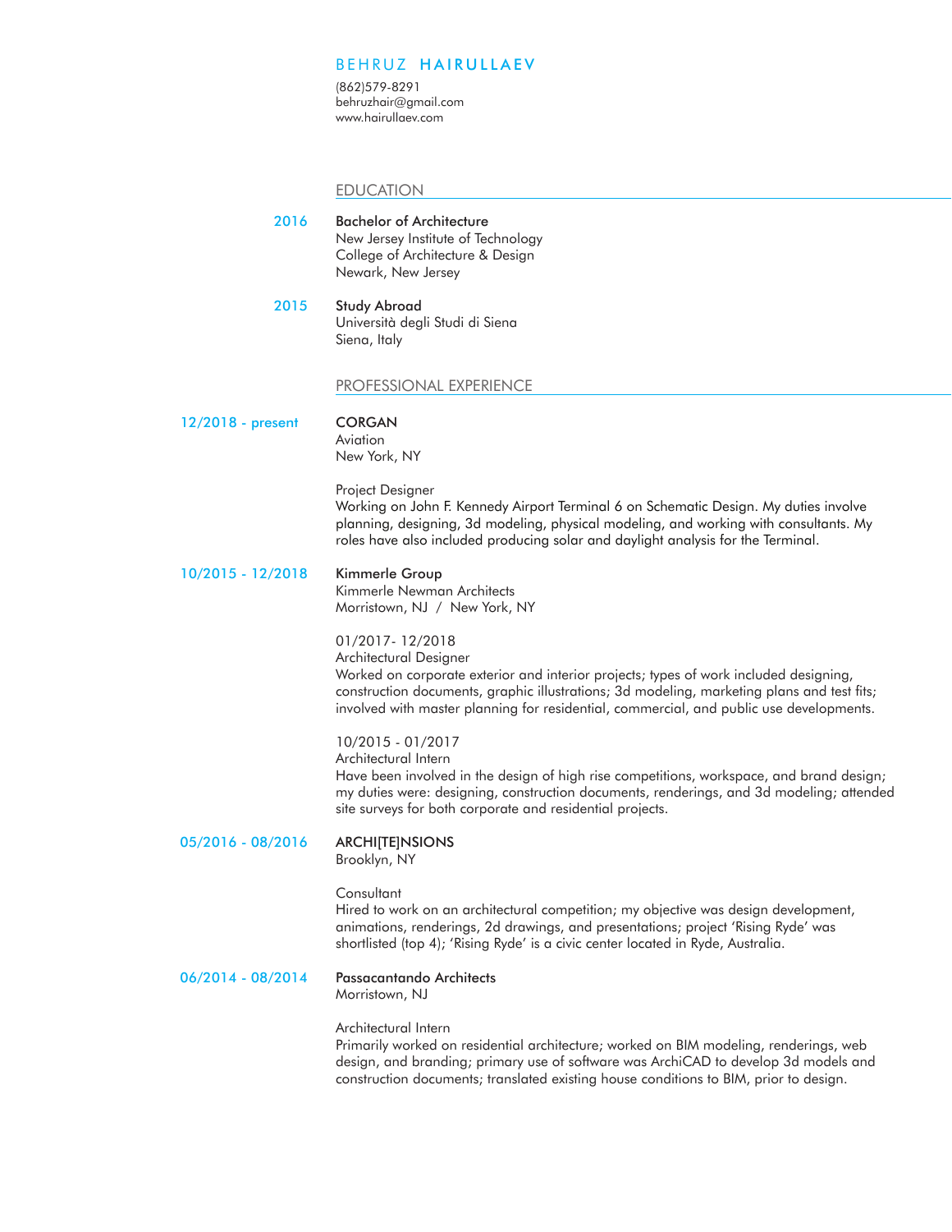# BEHRUZ **HAIRULLAEV**

(862)579-8291
behruzhair@gmail.com
www.hairullaev.com

## EDUCATION

**2016**
**Bachelor of Architecture**
New Jersey Institute of Technology
College of Architecture & Design
Newark, New Jersey

**2015**
**Study Abroad**
Università degli Studi di Siena
Siena, Italy

## PROFESSIONAL EXPERIENCE

**12/2018 - present**
**CORGAN**
Aviation
New York, NY

Project Designer
Working on John F. Kennedy Airport Terminal 6 on Schematic Design. My duties involve planning, designing, 3d modeling, physical modeling, and working with consultants. My roles have also included producing solar and daylight analysis for the Terminal.

**10/2015 - 12/2018**
**Kimmerle Group**
Kimmerle Newman Architects
Morristown, NJ / New York, NY

01/2017- 12/2018
Architectural Designer
Worked on corporate exterior and interior projects; types of work included designing, construction documents, graphic illustrations; 3d modeling, marketing plans and test fits; involved with master planning for residential, commercial, and public use developments.

10/2015 - 01/2017
Architectural Intern
Have been involved in the design of high rise competitions, workspace, and brand design; my duties were: designing, construction documents, renderings, and 3d modeling; attended site surveys for both corporate and residential projects.

**05/2016 - 08/2016**
**ARCHI[TE]NSIONS**
Brooklyn, NY

Consultant
Hired to work on an architectural competition; my objective was design development, animations, renderings, 2d drawings, and presentations; project 'Rising Ryde' was shortlisted (top 4); 'Rising Ryde' is a civic center located in Ryde, Australia.

**06/2014 - 08/2014**
**Passacantando Architects**
Morristown, NJ

Architectural Intern
Primarily worked on residential architecture; worked on BIM modeling, renderings, web design, and branding; primary use of software was ArchiCAD to develop 3d models and construction documents; translated existing house conditions to BIM, prior to design.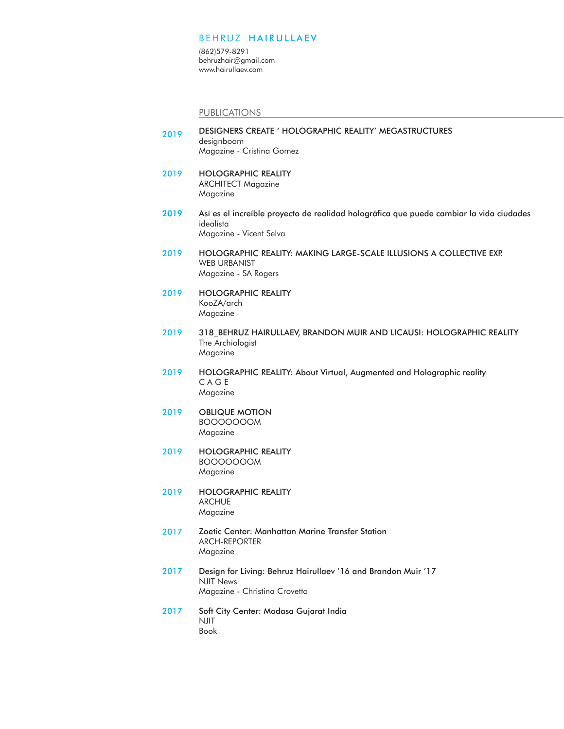# BEHRUZ **HAIRULLAEV**

(862)579-8291
behruzhair@gmail.com
www.hairullaev.com

## PUBLICATIONS

**2019** — **DESIGNERS CREATE ' HOLOGRAPHIC REALITY' MEGASTRUCTURES**
designboom
Magazine - Cristina Gomez

**2019** — **HOLOGRAPHIC REALITY**
ARCHITECT Magazine
Magazine

**2019** — **Así es el increíble proyecto de realidad holográfica que puede cambiar la vida ciudades**
idealista
Magazine - Vicent Selva

**2019** — **HOLOGRAPHIC REALITY: MAKING LARGE-SCALE ILLUSIONS A COLLECTIVE EXP.**
WEB URBANIST
Magazine - SA Rogers

**2019** — **HOLOGRAPHIC REALITY**
KooZA/arch
Magazine

**2019** — **318_BEHRUZ HAIRULLAEV, BRANDON MUIR AND LICAUSI: HOLOGRAPHIC REALITY**
The Archiologist
Magazine

**2019** — **HOLOGRAPHIC REALITY: About Virtual, Augmented and Holographic reality**
C A G E
Magazine

**2019** — **OBLIQUE MOTION**
BOOOOOOOM
Magazine

**2019** — **HOLOGRAPHIC REALITY**
BOOOOOOOM
Magazine

**2019** — **HOLOGRAPHIC REALITY**
ARCHUE
Magazine

**2017** — **Zoetic Center: Manhattan Marine Transfer Station**
ARCH-REPORTER
Magazine

**2017** — **Design for Living: Behruz Hairullaev '16 and Brandon Muir '17**
NJIT News
Magazine - Christina Crovetto

**2017** — **Soft City Center: Modasa Gujarat India**
NJIT
Book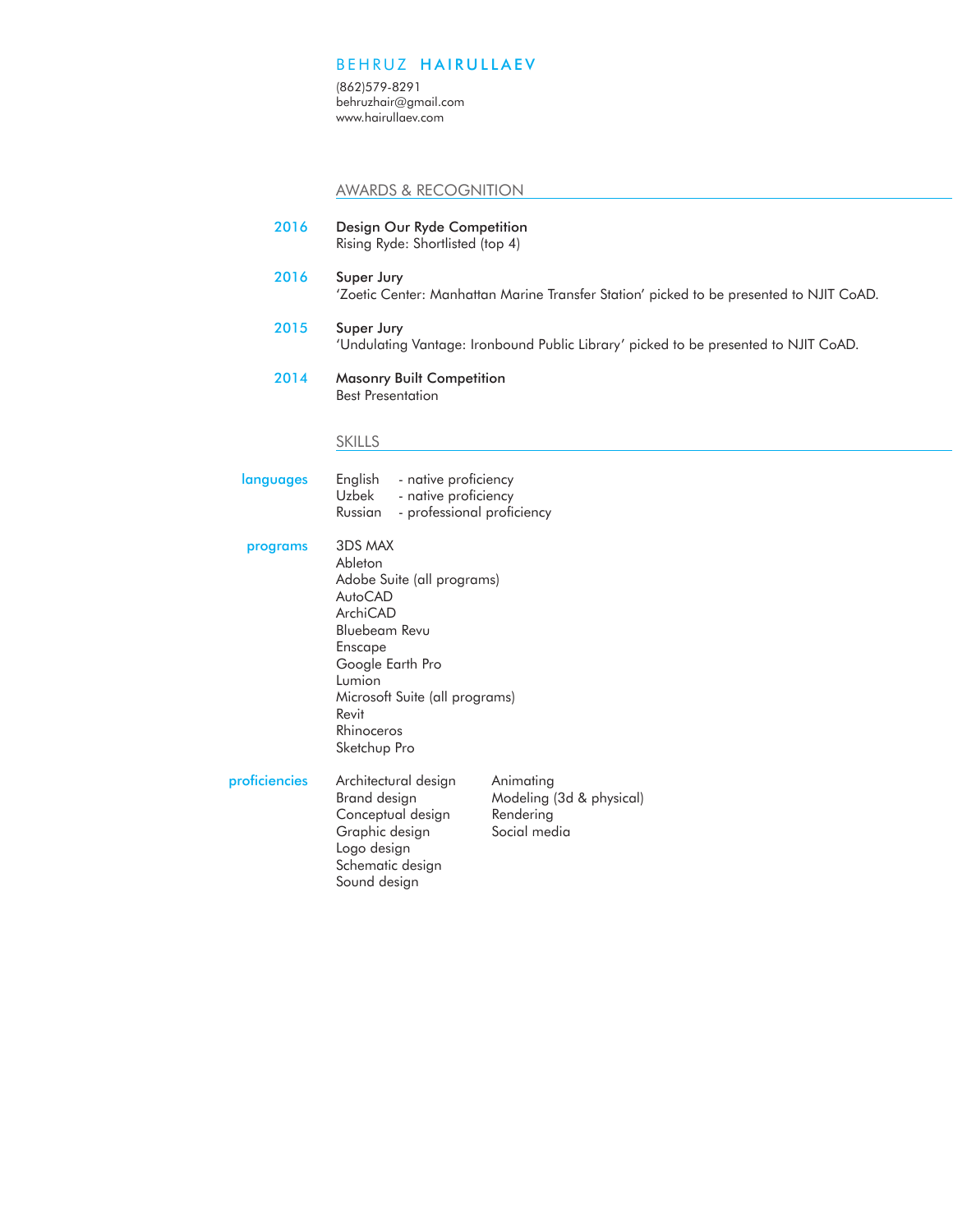# BEHRUZ HAIRULLAEV

(862)579-8291
behruzhair@gmail.com
www.hairullaev.com

## AWARDS & RECOGNITION

**2016** — **Design Our Ryde Competition**
Rising Ryde: Shortlisted (top 4)

**2016** — **Super Jury**
'Zoetic Center: Manhattan Marine Transfer Station' picked to be presented to NJIT CoAD.

**2015** — **Super Jury**
'Undulating Vantage: Ironbound Public Library' picked to be presented to NJIT CoAD.

**2014** — **Masonry Built Competition**
Best Presentation

## SKILLS

**languages**

- English - native proficiency
- Uzbek - native proficiency
- Russian - professional proficiency

**programs**

- 3DS MAX
- Ableton
- Adobe Suite (all programs)
- AutoCAD
- ArchiCAD
- Bluebeam Revu
- Enscape
- Google Earth Pro
- Lumion
- Microsoft Suite (all programs)
- Revit
- Rhinoceros
- Sketchup Pro

**proficiencies**

- Architectural design
- Brand design
- Conceptual design
- Graphic design
- Logo design
- Schematic design
- Sound design
- Animating
- Modeling (3d & physical)
- Rendering
- Social media